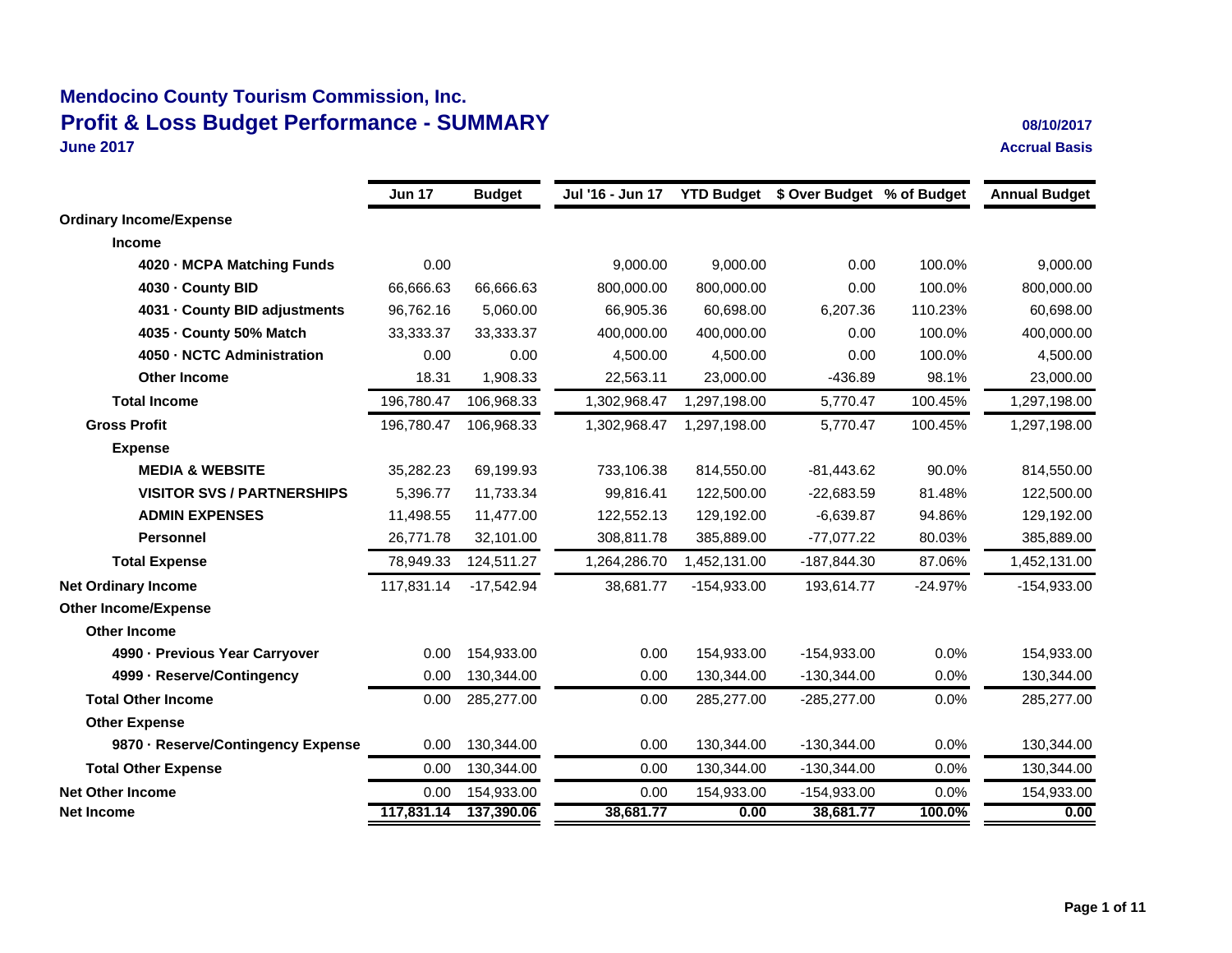# Mendocino County Tourism Commission, Inc.

## Profit & Loss Budget Performance - SUMMARY

**June 2017**

**08/10/2017**

**Accrual Basis**

| | Jun 17 | Budget | Jul '16 - Jun 17 | YTD Budget | $ Over Budget | % of Budget | Annual Budget |
|---|---|---|---|---|---|---|---|
| **Ordinary Income/Expense** | | | | | | | |
| **Income** | | | | | | | |
| **4020 · MCPA Matching Funds** | 0.00 | | 9,000.00 | 9,000.00 | 0.00 | 100.0% | 9,000.00 |
| **4030 · County BID** | 66,666.63 | 66,666.63 | 800,000.00 | 800,000.00 | 0.00 | 100.0% | 800,000.00 |
| **4031 · County BID adjustments** | 96,762.16 | 5,060.00 | 66,905.36 | 60,698.00 | 6,207.36 | 110.23% | 60,698.00 |
| **4035 · County 50% Match** | 33,333.37 | 33,333.37 | 400,000.00 | 400,000.00 | 0.00 | 100.0% | 400,000.00 |
| **4050 · NCTC Administration** | 0.00 | 0.00 | 4,500.00 | 4,500.00 | 0.00 | 100.0% | 4,500.00 |
| **Other Income** | 18.31 | 1,908.33 | 22,563.11 | 23,000.00 | -436.89 | 98.1% | 23,000.00 |
| **Total Income** | 196,780.47 | 106,968.33 | 1,302,968.47 | 1,297,198.00 | 5,770.47 | 100.45% | 1,297,198.00 |
| **Gross Profit** | 196,780.47 | 106,968.33 | 1,302,968.47 | 1,297,198.00 | 5,770.47 | 100.45% | 1,297,198.00 |
| **Expense** | | | | | | | |
| **MEDIA & WEBSITE** | 35,282.23 | 69,199.93 | 733,106.38 | 814,550.00 | -81,443.62 | 90.0% | 814,550.00 |
| **VISITOR SVS / PARTNERSHIPS** | 5,396.77 | 11,733.34 | 99,816.41 | 122,500.00 | -22,683.59 | 81.48% | 122,500.00 |
| **ADMIN EXPENSES** | 11,498.55 | 11,477.00 | 122,552.13 | 129,192.00 | -6,639.87 | 94.86% | 129,192.00 |
| **Personnel** | 26,771.78 | 32,101.00 | 308,811.78 | 385,889.00 | -77,077.22 | 80.03% | 385,889.00 |
| **Total Expense** | 78,949.33 | 124,511.27 | 1,264,286.70 | 1,452,131.00 | -187,844.30 | 87.06% | 1,452,131.00 |
| **Net Ordinary Income** | 117,831.14 | -17,542.94 | 38,681.77 | -154,933.00 | 193,614.77 | -24.97% | -154,933.00 |
| **Other Income/Expense** | | | | | | | |
| **Other Income** | | | | | | | |
| **4990 · Previous Year Carryover** | 0.00 | 154,933.00 | 0.00 | 154,933.00 | -154,933.00 | 0.0% | 154,933.00 |
| **4999 · Reserve/Contingency** | 0.00 | 130,344.00 | 0.00 | 130,344.00 | -130,344.00 | 0.0% | 130,344.00 |
| **Total Other Income** | 0.00 | 285,277.00 | 0.00 | 285,277.00 | -285,277.00 | 0.0% | 285,277.00 |
| **Other Expense** | | | | | | | |
| **9870 · Reserve/Contingency Expense** | 0.00 | 130,344.00 | 0.00 | 130,344.00 | -130,344.00 | 0.0% | 130,344.00 |
| **Total Other Expense** | 0.00 | 130,344.00 | 0.00 | 130,344.00 | -130,344.00 | 0.0% | 130,344.00 |
| **Net Other Income** | 0.00 | 154,933.00 | 0.00 | 154,933.00 | -154,933.00 | 0.0% | 154,933.00 |
| **Net Income** | **117,831.14** | **137,390.06** | **38,681.77** | **0.00** | **38,681.77** | **100.0%** | **0.00** |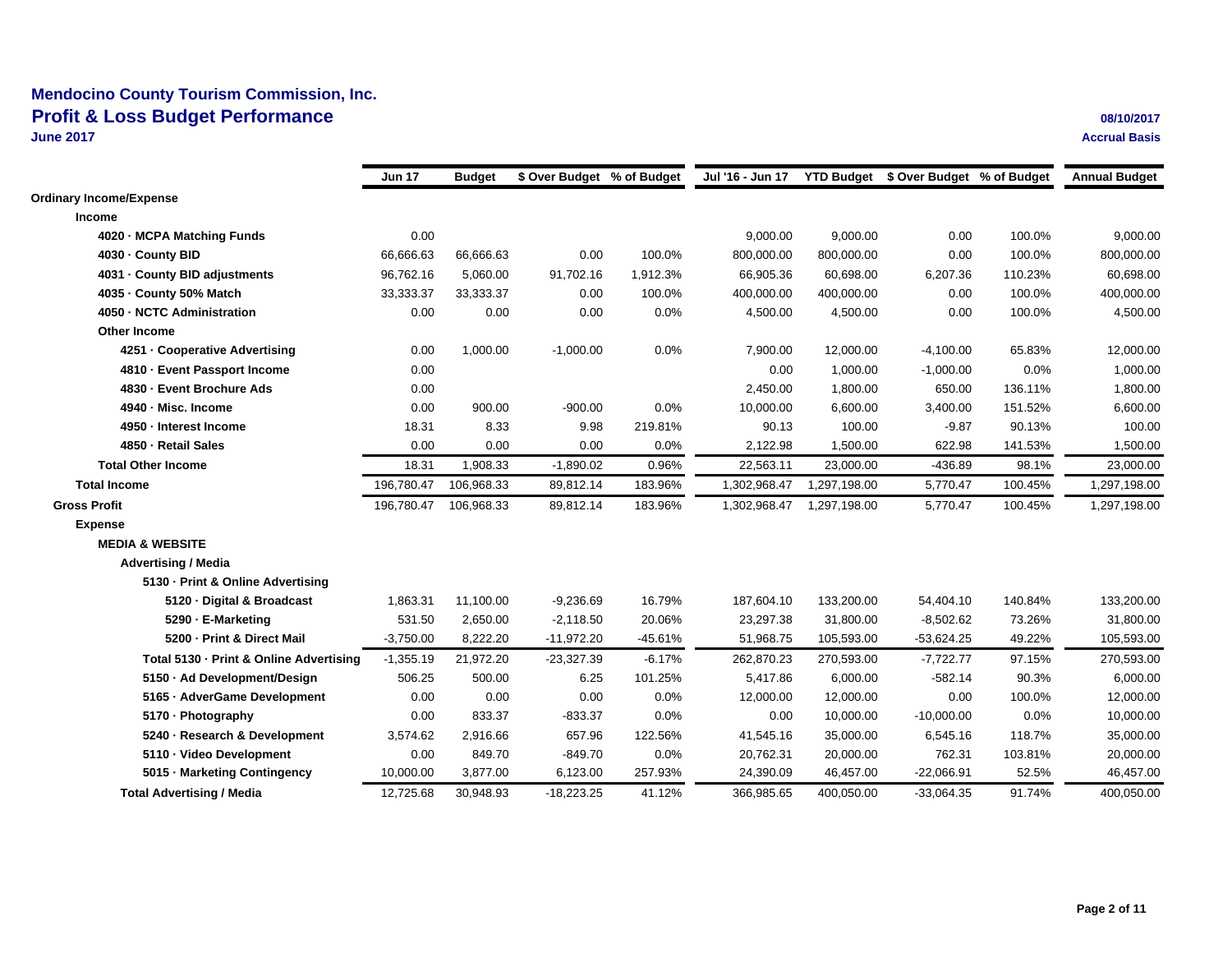# Mendocino County Tourism Commission, Inc.
## Profit & Loss Budget Performance
**June 2017**

**08/10/2017**
**Accrual Basis**

| | Jun 17 | Budget | $ Over Budget | % of Budget | Jul '16 - Jun 17 | YTD Budget | $ Over Budget | % of Budget | Annual Budget |
|---|---|---|---|---|---|---|---|---|---|
| **Ordinary Income/Expense** | | | | | | | | | |
| **Income** | | | | | | | | | |
| **4020 · MCPA Matching Funds** | 0.00 | | | | 9,000.00 | 9,000.00 | 0.00 | 100.0% | 9,000.00 |
| **4030 · County BID** | 66,666.63 | 66,666.63 | 0.00 | 100.0% | 800,000.00 | 800,000.00 | 0.00 | 100.0% | 800,000.00 |
| **4031 · County BID adjustments** | 96,762.16 | 5,060.00 | 91,702.16 | 1,912.3% | 66,905.36 | 60,698.00 | 6,207.36 | 110.23% | 60,698.00 |
| **4035 · County 50% Match** | 33,333.37 | 33,333.37 | 0.00 | 100.0% | 400,000.00 | 400,000.00 | 0.00 | 100.0% | 400,000.00 |
| **4050 · NCTC Administration** | 0.00 | 0.00 | 0.00 | 0.0% | 4,500.00 | 4,500.00 | 0.00 | 100.0% | 4,500.00 |
| **Other Income** | | | | | | | | | |
| **4251 · Cooperative Advertising** | 0.00 | 1,000.00 | -1,000.00 | 0.0% | 7,900.00 | 12,000.00 | -4,100.00 | 65.83% | 12,000.00 |
| **4810 · Event Passport Income** | 0.00 | | | | 0.00 | 1,000.00 | -1,000.00 | 0.0% | 1,000.00 |
| **4830 · Event Brochure Ads** | 0.00 | | | | 2,450.00 | 1,800.00 | 650.00 | 136.11% | 1,800.00 |
| **4940 · Misc. Income** | 0.00 | 900.00 | -900.00 | 0.0% | 10,000.00 | 6,600.00 | 3,400.00 | 151.52% | 6,600.00 |
| **4950 · Interest Income** | 18.31 | 8.33 | 9.98 | 219.81% | 90.13 | 100.00 | -9.87 | 90.13% | 100.00 |
| **4850 · Retail Sales** | 0.00 | 0.00 | 0.00 | 0.0% | 2,122.98 | 1,500.00 | 622.98 | 141.53% | 1,500.00 |
| **Total Other Income** | 18.31 | 1,908.33 | -1,890.02 | 0.96% | 22,563.11 | 23,000.00 | -436.89 | 98.1% | 23,000.00 |
| **Total Income** | 196,780.47 | 106,968.33 | 89,812.14 | 183.96% | 1,302,968.47 | 1,297,198.00 | 5,770.47 | 100.45% | 1,297,198.00 |
| **Gross Profit** | 196,780.47 | 106,968.33 | 89,812.14 | 183.96% | 1,302,968.47 | 1,297,198.00 | 5,770.47 | 100.45% | 1,297,198.00 |
| **Expense** | | | | | | | | | |
| **MEDIA & WEBSITE** | | | | | | | | | |
| **Advertising / Media** | | | | | | | | | |
| **5130 · Print & Online Advertising** | | | | | | | | | |
| **5120 · Digital & Broadcast** | 1,863.31 | 11,100.00 | -9,236.69 | 16.79% | 187,604.10 | 133,200.00 | 54,404.10 | 140.84% | 133,200.00 |
| **5290 · E-Marketing** | 531.50 | 2,650.00 | -2,118.50 | 20.06% | 23,297.38 | 31,800.00 | -8,502.62 | 73.26% | 31,800.00 |
| **5200 · Print & Direct Mail** | -3,750.00 | 8,222.20 | -11,972.20 | -45.61% | 51,968.75 | 105,593.00 | -53,624.25 | 49.22% | 105,593.00 |
| **Total 5130 · Print & Online Advertising** | -1,355.19 | 21,972.20 | -23,327.39 | -6.17% | 262,870.23 | 270,593.00 | -7,722.77 | 97.15% | 270,593.00 |
| **5150 · Ad Development/Design** | 506.25 | 500.00 | 6.25 | 101.25% | 5,417.86 | 6,000.00 | -582.14 | 90.3% | 6,000.00 |
| **5165 · AdverGame Development** | 0.00 | 0.00 | 0.00 | 0.0% | 12,000.00 | 12,000.00 | 0.00 | 100.0% | 12,000.00 |
| **5170 · Photography** | 0.00 | 833.37 | -833.37 | 0.0% | 0.00 | 10,000.00 | -10,000.00 | 0.0% | 10,000.00 |
| **5240 · Research & Development** | 3,574.62 | 2,916.66 | 657.96 | 122.56% | 41,545.16 | 35,000.00 | 6,545.16 | 118.7% | 35,000.00 |
| **5110 · Video Development** | 0.00 | 849.70 | -849.70 | 0.0% | 20,762.31 | 20,000.00 | 762.31 | 103.81% | 20,000.00 |
| **5015 · Marketing Contingency** | 10,000.00 | 3,877.00 | 6,123.00 | 257.93% | 24,390.09 | 46,457.00 | -22,066.91 | 52.5% | 46,457.00 |
| **Total Advertising / Media** | 12,725.68 | 30,948.93 | -18,223.25 | 41.12% | 366,985.65 | 400,050.00 | -33,064.35 | 91.74% | 400,050.00 |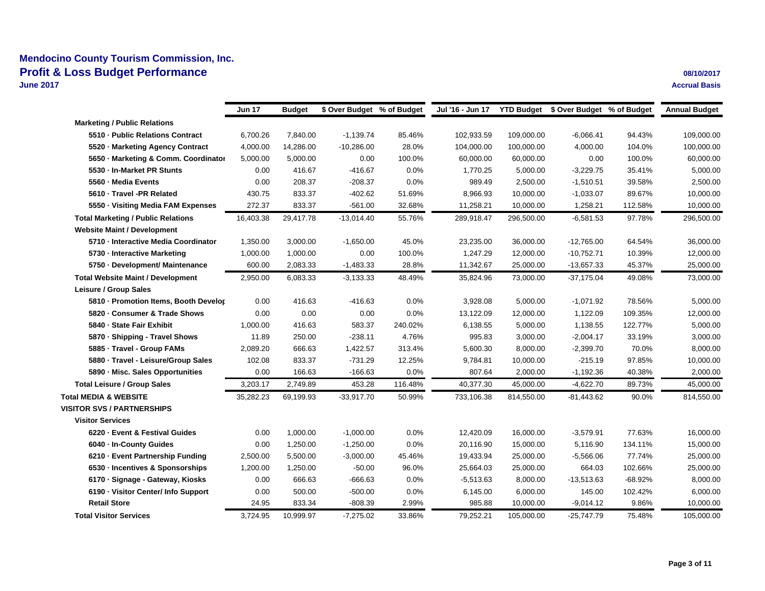# Mendocino County Tourism Commission, Inc.
## Profit & Loss Budget Performance
**June 2017**

08/10/2017
Accrual Basis

| | Jun 17 | Budget | $ Over Budget | % of Budget | Jul '16 - Jun 17 | YTD Budget | $ Over Budget | % of Budget | Annual Budget |
|---|---|---|---|---|---|---|---|---|---|
| **Marketing / Public Relations** | | | | | | | | | |
| **5510 · Public Relations Contract** | 6,700.26 | 7,840.00 | -1,139.74 | 85.46% | 102,933.59 | 109,000.00 | -6,066.41 | 94.43% | 109,000.00 |
| **5520 · Marketing Agency Contract** | 4,000.00 | 14,286.00 | -10,286.00 | 28.0% | 104,000.00 | 100,000.00 | 4,000.00 | 104.0% | 100,000.00 |
| **5650 · Marketing & Comm. Coordinator** | 5,000.00 | 5,000.00 | 0.00 | 100.0% | 60,000.00 | 60,000.00 | 0.00 | 100.0% | 60,000.00 |
| **5530 · In-Market PR Stunts** | 0.00 | 416.67 | -416.67 | 0.0% | 1,770.25 | 5,000.00 | -3,229.75 | 35.41% | 5,000.00 |
| **5560 · Media Events** | 0.00 | 208.37 | -208.37 | 0.0% | 989.49 | 2,500.00 | -1,510.51 | 39.58% | 2,500.00 |
| **5610 · Travel -PR Related** | 430.75 | 833.37 | -402.62 | 51.69% | 8,966.93 | 10,000.00 | -1,033.07 | 89.67% | 10,000.00 |
| **5550 · Visiting Media FAM Expenses** | 272.37 | 833.37 | -561.00 | 32.68% | 11,258.21 | 10,000.00 | 1,258.21 | 112.58% | 10,000.00 |
| **Total Marketing / Public Relations** | 16,403.38 | 29,417.78 | -13,014.40 | 55.76% | 289,918.47 | 296,500.00 | -6,581.53 | 97.78% | 296,500.00 |
| **Website Maint / Development** | | | | | | | | | |
| **5710 · Interactive Media Coordinator** | 1,350.00 | 3,000.00 | -1,650.00 | 45.0% | 23,235.00 | 36,000.00 | -12,765.00 | 64.54% | 36,000.00 |
| **5730 · Interactive Marketing** | 1,000.00 | 1,000.00 | 0.00 | 100.0% | 1,247.29 | 12,000.00 | -10,752.71 | 10.39% | 12,000.00 |
| **5750 · Development/ Maintenance** | 600.00 | 2,083.33 | -1,483.33 | 28.8% | 11,342.67 | 25,000.00 | -13,657.33 | 45.37% | 25,000.00 |
| **Total Website Maint / Development** | 2,950.00 | 6,083.33 | -3,133.33 | 48.49% | 35,824.96 | 73,000.00 | -37,175.04 | 49.08% | 73,000.00 |
| **Leisure / Group Sales** | | | | | | | | | |
| **5810 · Promotion Items, Booth Develop** | 0.00 | 416.63 | -416.63 | 0.0% | 3,928.08 | 5,000.00 | -1,071.92 | 78.56% | 5,000.00 |
| **5820 · Consumer & Trade Shows** | 0.00 | 0.00 | 0.00 | 0.0% | 13,122.09 | 12,000.00 | 1,122.09 | 109.35% | 12,000.00 |
| **5840 · State Fair Exhibit** | 1,000.00 | 416.63 | 583.37 | 240.02% | 6,138.55 | 5,000.00 | 1,138.55 | 122.77% | 5,000.00 |
| **5870 · Shipping - Travel Shows** | 11.89 | 250.00 | -238.11 | 4.76% | 995.83 | 3,000.00 | -2,004.17 | 33.19% | 3,000.00 |
| **5885 · Travel - Group FAMs** | 2,089.20 | 666.63 | 1,422.57 | 313.4% | 5,600.30 | 8,000.00 | -2,399.70 | 70.0% | 8,000.00 |
| **5880 · Travel - Leisure/Group Sales** | 102.08 | 833.37 | -731.29 | 12.25% | 9,784.81 | 10,000.00 | -215.19 | 97.85% | 10,000.00 |
| **5890 · Misc. Sales Opportunities** | 0.00 | 166.63 | -166.63 | 0.0% | 807.64 | 2,000.00 | -1,192.36 | 40.38% | 2,000.00 |
| **Total Leisure / Group Sales** | 3,203.17 | 2,749.89 | 453.28 | 116.48% | 40,377.30 | 45,000.00 | -4,622.70 | 89.73% | 45,000.00 |
| **Total MEDIA & WEBSITE** | 35,282.23 | 69,199.93 | -33,917.70 | 50.99% | 733,106.38 | 814,550.00 | -81,443.62 | 90.0% | 814,550.00 |
| **VISITOR SVS / PARTNERSHIPS** | | | | | | | | | |
| **Visitor Services** | | | | | | | | | |
| **6220 · Event & Festival Guides** | 0.00 | 1,000.00 | -1,000.00 | 0.0% | 12,420.09 | 16,000.00 | -3,579.91 | 77.63% | 16,000.00 |
| **6040 · In-County Guides** | 0.00 | 1,250.00 | -1,250.00 | 0.0% | 20,116.90 | 15,000.00 | 5,116.90 | 134.11% | 15,000.00 |
| **6210 · Event Partnership Funding** | 2,500.00 | 5,500.00 | -3,000.00 | 45.46% | 19,433.94 | 25,000.00 | -5,566.06 | 77.74% | 25,000.00 |
| **6530 · Incentives & Sponsorships** | 1,200.00 | 1,250.00 | -50.00 | 96.0% | 25,664.03 | 25,000.00 | 664.03 | 102.66% | 25,000.00 |
| **6170 · Signage - Gateway, Kiosks** | 0.00 | 666.63 | -666.63 | 0.0% | -5,513.63 | 8,000.00 | -13,513.63 | -68.92% | 8,000.00 |
| **6190 · Visitor Center/ Info Support** | 0.00 | 500.00 | -500.00 | 0.0% | 6,145.00 | 6,000.00 | 145.00 | 102.42% | 6,000.00 |
| **Retail Store** | 24.95 | 833.34 | -808.39 | 2.99% | 985.88 | 10,000.00 | -9,014.12 | 9.86% | 10,000.00 |
| **Total Visitor Services** | 3,724.95 | 10,999.97 | -7,275.02 | 33.86% | 79,252.21 | 105,000.00 | -25,747.79 | 75.48% | 105,000.00 |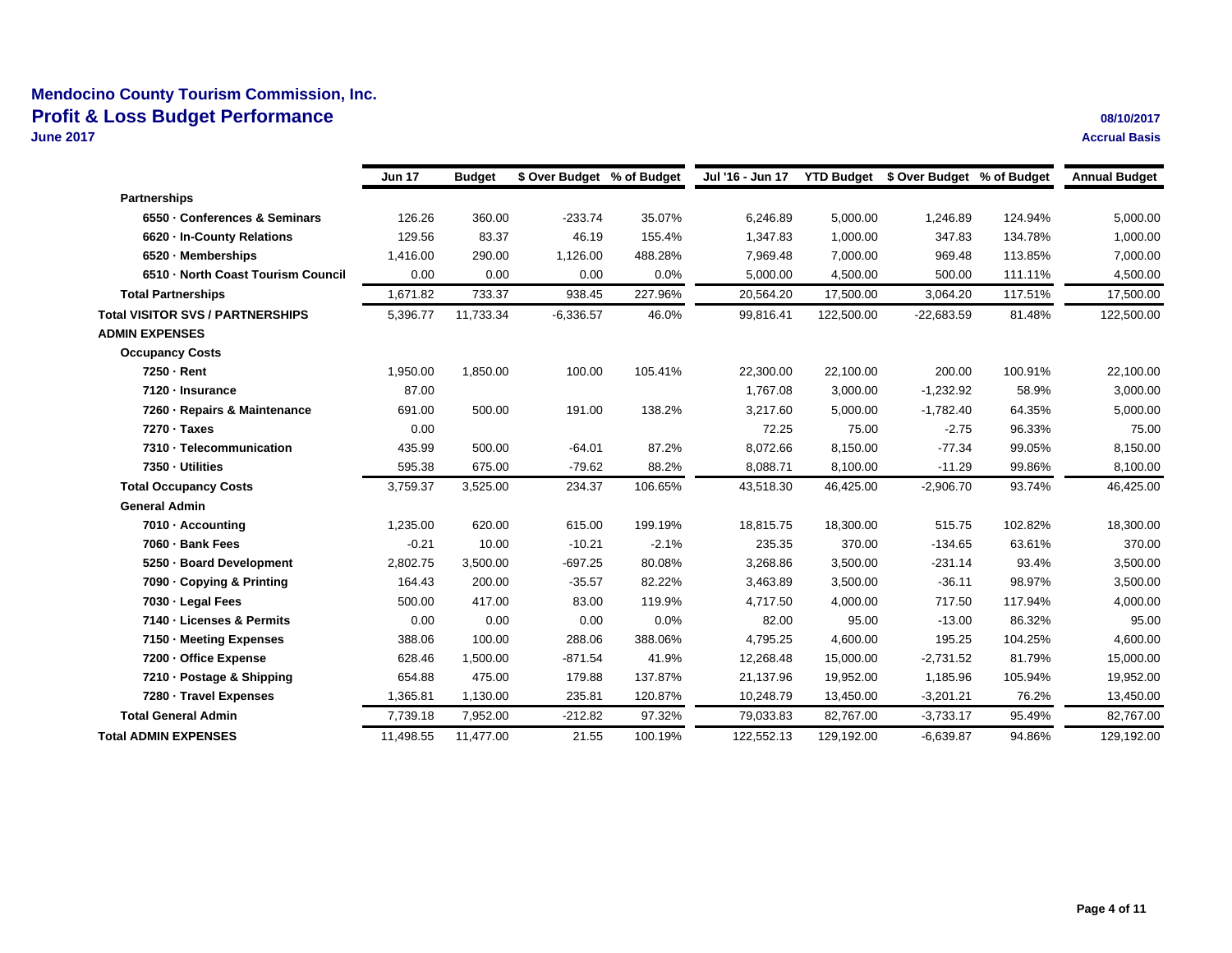# Mendocino County Tourism Commission, Inc.

## Profit & Loss Budget Performance

**June 2017**

08/10/2017

Accrual Basis

| | Jun 17 | Budget | $ Over Budget | % of Budget | Jul '16 - Jun 17 | YTD Budget | $ Over Budget | % of Budget | Annual Budget |
|---|---|---|---|---|---|---|---|---|---|
| **Partnerships** | | | | | | | | | |
| **6550 · Conferences & Seminars** | 126.26 | 360.00 | -233.74 | 35.07% | 6,246.89 | 5,000.00 | 1,246.89 | 124.94% | 5,000.00 |
| **6620 · In-County Relations** | 129.56 | 83.37 | 46.19 | 155.4% | 1,347.83 | 1,000.00 | 347.83 | 134.78% | 1,000.00 |
| **6520 · Memberships** | 1,416.00 | 290.00 | 1,126.00 | 488.28% | 7,969.48 | 7,000.00 | 969.48 | 113.85% | 7,000.00 |
| **6510 · North Coast Tourism Council** | 0.00 | 0.00 | 0.00 | 0.0% | 5,000.00 | 4,500.00 | 500.00 | 111.11% | 4,500.00 |
| **Total Partnerships** | 1,671.82 | 733.37 | 938.45 | 227.96% | 20,564.20 | 17,500.00 | 3,064.20 | 117.51% | 17,500.00 |
| **Total VISITOR SVS / PARTNERSHIPS** | 5,396.77 | 11,733.34 | -6,336.57 | 46.0% | 99,816.41 | 122,500.00 | -22,683.59 | 81.48% | 122,500.00 |
| **ADMIN EXPENSES** | | | | | | | | | |
| **Occupancy Costs** | | | | | | | | | |
| **7250 · Rent** | 1,950.00 | 1,850.00 | 100.00 | 105.41% | 22,300.00 | 22,100.00 | 200.00 | 100.91% | 22,100.00 |
| **7120 · Insurance** | 87.00 | | | | 1,767.08 | 3,000.00 | -1,232.92 | 58.9% | 3,000.00 |
| **7260 · Repairs & Maintenance** | 691.00 | 500.00 | 191.00 | 138.2% | 3,217.60 | 5,000.00 | -1,782.40 | 64.35% | 5,000.00 |
| **7270 · Taxes** | 0.00 | | | | 72.25 | 75.00 | -2.75 | 96.33% | 75.00 |
| **7310 · Telecommunication** | 435.99 | 500.00 | -64.01 | 87.2% | 8,072.66 | 8,150.00 | -77.34 | 99.05% | 8,150.00 |
| **7350 · Utilities** | 595.38 | 675.00 | -79.62 | 88.2% | 8,088.71 | 8,100.00 | -11.29 | 99.86% | 8,100.00 |
| **Total Occupancy Costs** | 3,759.37 | 3,525.00 | 234.37 | 106.65% | 43,518.30 | 46,425.00 | -2,906.70 | 93.74% | 46,425.00 |
| **General Admin** | | | | | | | | | |
| **7010 · Accounting** | 1,235.00 | 620.00 | 615.00 | 199.19% | 18,815.75 | 18,300.00 | 515.75 | 102.82% | 18,300.00 |
| **7060 · Bank Fees** | -0.21 | 10.00 | -10.21 | -2.1% | 235.35 | 370.00 | -134.65 | 63.61% | 370.00 |
| **5250 · Board Development** | 2,802.75 | 3,500.00 | -697.25 | 80.08% | 3,268.86 | 3,500.00 | -231.14 | 93.4% | 3,500.00 |
| **7090 · Copying & Printing** | 164.43 | 200.00 | -35.57 | 82.22% | 3,463.89 | 3,500.00 | -36.11 | 98.97% | 3,500.00 |
| **7030 · Legal Fees** | 500.00 | 417.00 | 83.00 | 119.9% | 4,717.50 | 4,000.00 | 717.50 | 117.94% | 4,000.00 |
| **7140 · Licenses & Permits** | 0.00 | 0.00 | 0.00 | 0.0% | 82.00 | 95.00 | -13.00 | 86.32% | 95.00 |
| **7150 · Meeting Expenses** | 388.06 | 100.00 | 288.06 | 388.06% | 4,795.25 | 4,600.00 | 195.25 | 104.25% | 4,600.00 |
| **7200 · Office Expense** | 628.46 | 1,500.00 | -871.54 | 41.9% | 12,268.48 | 15,000.00 | -2,731.52 | 81.79% | 15,000.00 |
| **7210 · Postage & Shipping** | 654.88 | 475.00 | 179.88 | 137.87% | 21,137.96 | 19,952.00 | 1,185.96 | 105.94% | 19,952.00 |
| **7280 · Travel Expenses** | 1,365.81 | 1,130.00 | 235.81 | 120.87% | 10,248.79 | 13,450.00 | -3,201.21 | 76.2% | 13,450.00 |
| **Total General Admin** | 7,739.18 | 7,952.00 | -212.82 | 97.32% | 79,033.83 | 82,767.00 | -3,733.17 | 95.49% | 82,767.00 |
| **Total ADMIN EXPENSES** | 11,498.55 | 11,477.00 | 21.55 | 100.19% | 122,552.13 | 129,192.00 | -6,639.87 | 94.86% | 129,192.00 |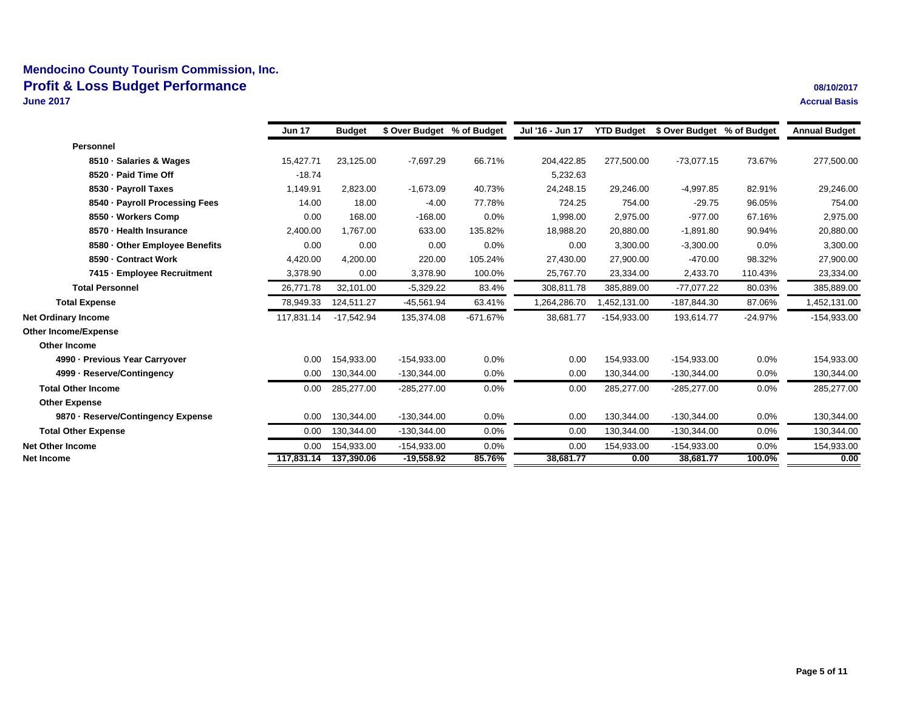# Mendocino County Tourism Commission, Inc.

## Profit & Loss Budget Performance

**June 2017**

08/10/2017

Accrual Basis

| | Jun 17 | Budget | $ Over Budget | % of Budget | Jul '16 - Jun 17 | YTD Budget | $ Over Budget | % of Budget | Annual Budget |
|---|---|---|---|---|---|---|---|---|---|
| **Personnel** | | | | | | | | | |
| **8510 · Salaries & Wages** | 15,427.71 | 23,125.00 | -7,697.29 | 66.71% | 204,422.85 | 277,500.00 | -73,077.15 | 73.67% | 277,500.00 |
| **8520 · Paid Time Off** | -18.74 | | | | 5,232.63 | | | | |
| **8530 · Payroll Taxes** | 1,149.91 | 2,823.00 | -1,673.09 | 40.73% | 24,248.15 | 29,246.00 | -4,997.85 | 82.91% | 29,246.00 |
| **8540 · Payroll Processing Fees** | 14.00 | 18.00 | -4.00 | 77.78% | 724.25 | 754.00 | -29.75 | 96.05% | 754.00 |
| **8550 · Workers Comp** | 0.00 | 168.00 | -168.00 | 0.0% | 1,998.00 | 2,975.00 | -977.00 | 67.16% | 2,975.00 |
| **8570 · Health Insurance** | 2,400.00 | 1,767.00 | 633.00 | 135.82% | 18,988.20 | 20,880.00 | -1,891.80 | 90.94% | 20,880.00 |
| **8580 · Other Employee Benefits** | 0.00 | 0.00 | 0.00 | 0.0% | 0.00 | 3,300.00 | -3,300.00 | 0.0% | 3,300.00 |
| **8590 · Contract Work** | 4,420.00 | 4,200.00 | 220.00 | 105.24% | 27,430.00 | 27,900.00 | -470.00 | 98.32% | 27,900.00 |
| **7415 · Employee Recruitment** | 3,378.90 | 0.00 | 3,378.90 | 100.0% | 25,767.70 | 23,334.00 | 2,433.70 | 110.43% | 23,334.00 |
| **Total Personnel** | 26,771.78 | 32,101.00 | -5,329.22 | 83.4% | 308,811.78 | 385,889.00 | -77,077.22 | 80.03% | 385,889.00 |
| **Total Expense** | 78,949.33 | 124,511.27 | -45,561.94 | 63.41% | 1,264,286.70 | 1,452,131.00 | -187,844.30 | 87.06% | 1,452,131.00 |
| **Net Ordinary Income** | 117,831.14 | -17,542.94 | 135,374.08 | -671.67% | 38,681.77 | -154,933.00 | 193,614.77 | -24.97% | -154,933.00 |
| **Other Income/Expense** | | | | | | | | | |
| **Other Income** | | | | | | | | | |
| **4990 · Previous Year Carryover** | 0.00 | 154,933.00 | -154,933.00 | 0.0% | 0.00 | 154,933.00 | -154,933.00 | 0.0% | 154,933.00 |
| **4999 · Reserve/Contingency** | 0.00 | 130,344.00 | -130,344.00 | 0.0% | 0.00 | 130,344.00 | -130,344.00 | 0.0% | 130,344.00 |
| **Total Other Income** | 0.00 | 285,277.00 | -285,277.00 | 0.0% | 0.00 | 285,277.00 | -285,277.00 | 0.0% | 285,277.00 |
| **Other Expense** | | | | | | | | | |
| **9870 · Reserve/Contingency Expense** | 0.00 | 130,344.00 | -130,344.00 | 0.0% | 0.00 | 130,344.00 | -130,344.00 | 0.0% | 130,344.00 |
| **Total Other Expense** | 0.00 | 130,344.00 | -130,344.00 | 0.0% | 0.00 | 130,344.00 | -130,344.00 | 0.0% | 130,344.00 |
| **Net Other Income** | 0.00 | 154,933.00 | -154,933.00 | 0.0% | 0.00 | 154,933.00 | -154,933.00 | 0.0% | 154,933.00 |
| **Net Income** | **117,831.14** | **137,390.06** | **-19,558.92** | **85.76%** | **38,681.77** | **0.00** | **38,681.77** | **100.0%** | **0.00** |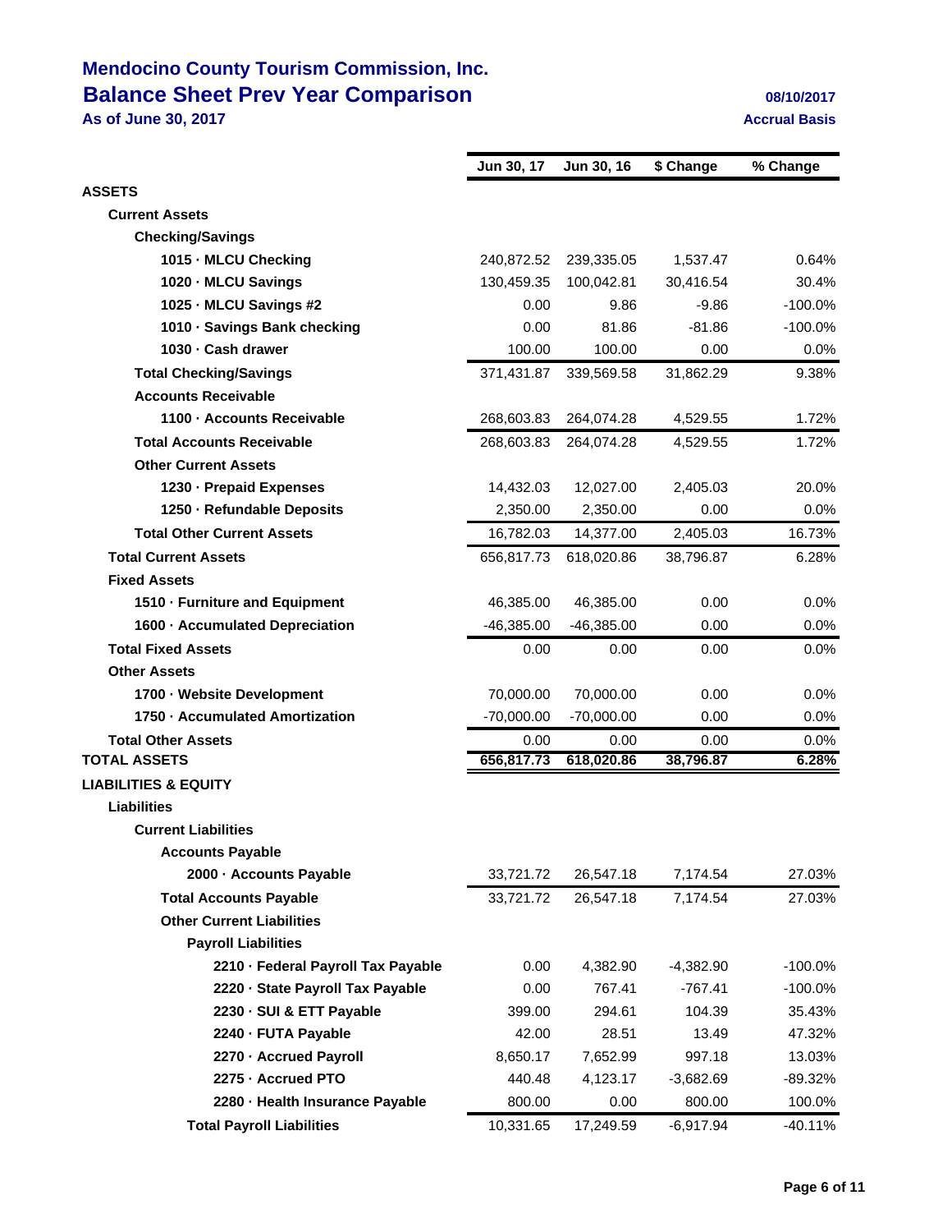# Mendocino County Tourism Commission, Inc.
## Balance Sheet Prev Year Comparison

**As of June 30, 2017**

08/10/2017

Accrual Basis

| | Jun 30, 17 | Jun 30, 16 | $ Change | % Change |
|---|---|---|---|---|
| **ASSETS** | | | | |
| **Current Assets** | | | | |
| **Checking/Savings** | | | | |
| 1015 · MLCU Checking | 240,872.52 | 239,335.05 | 1,537.47 | 0.64% |
| 1020 · MLCU Savings | 130,459.35 | 100,042.81 | 30,416.54 | 30.4% |
| 1025 · MLCU Savings #2 | 0.00 | 9.86 | -9.86 | -100.0% |
| 1010 · Savings Bank checking | 0.00 | 81.86 | -81.86 | -100.0% |
| 1030 · Cash drawer | 100.00 | 100.00 | 0.00 | 0.0% |
| **Total Checking/Savings** | 371,431.87 | 339,569.58 | 31,862.29 | 9.38% |
| **Accounts Receivable** | | | | |
| 1100 · Accounts Receivable | 268,603.83 | 264,074.28 | 4,529.55 | 1.72% |
| **Total Accounts Receivable** | 268,603.83 | 264,074.28 | 4,529.55 | 1.72% |
| **Other Current Assets** | | | | |
| 1230 · Prepaid Expenses | 14,432.03 | 12,027.00 | 2,405.03 | 20.0% |
| 1250 · Refundable Deposits | 2,350.00 | 2,350.00 | 0.00 | 0.0% |
| **Total Other Current Assets** | 16,782.03 | 14,377.00 | 2,405.03 | 16.73% |
| **Total Current Assets** | 656,817.73 | 618,020.86 | 38,796.87 | 6.28% |
| **Fixed Assets** | | | | |
| 1510 · Furniture and Equipment | 46,385.00 | 46,385.00 | 0.00 | 0.0% |
| 1600 · Accumulated Depreciation | -46,385.00 | -46,385.00 | 0.00 | 0.0% |
| **Total Fixed Assets** | 0.00 | 0.00 | 0.00 | 0.0% |
| **Other Assets** | | | | |
| 1700 · Website Development | 70,000.00 | 70,000.00 | 0.00 | 0.0% |
| 1750 · Accumulated Amortization | -70,000.00 | -70,000.00 | 0.00 | 0.0% |
| **Total Other Assets** | 0.00 | 0.00 | 0.00 | 0.0% |
| **TOTAL ASSETS** | **656,817.73** | **618,020.86** | **38,796.87** | **6.28%** |
| **LIABILITIES & EQUITY** | | | | |
| **Liabilities** | | | | |
| **Current Liabilities** | | | | |
| **Accounts Payable** | | | | |
| 2000 · Accounts Payable | 33,721.72 | 26,547.18 | 7,174.54 | 27.03% |
| **Total Accounts Payable** | 33,721.72 | 26,547.18 | 7,174.54 | 27.03% |
| **Other Current Liabilities** | | | | |
| **Payroll Liabilities** | | | | |
| 2210 · Federal Payroll Tax Payable | 0.00 | 4,382.90 | -4,382.90 | -100.0% |
| 2220 · State Payroll Tax Payable | 0.00 | 767.41 | -767.41 | -100.0% |
| 2230 · SUI & ETT Payable | 399.00 | 294.61 | 104.39 | 35.43% |
| 2240 · FUTA Payable | 42.00 | 28.51 | 13.49 | 47.32% |
| 2270 · Accrued Payroll | 8,650.17 | 7,652.99 | 997.18 | 13.03% |
| 2275 · Accrued PTO | 440.48 | 4,123.17 | -3,682.69 | -89.32% |
| 2280 · Health Insurance Payable | 800.00 | 0.00 | 800.00 | 100.0% |
| **Total Payroll Liabilities** | 10,331.65 | 17,249.59 | -6,917.94 | -40.11% |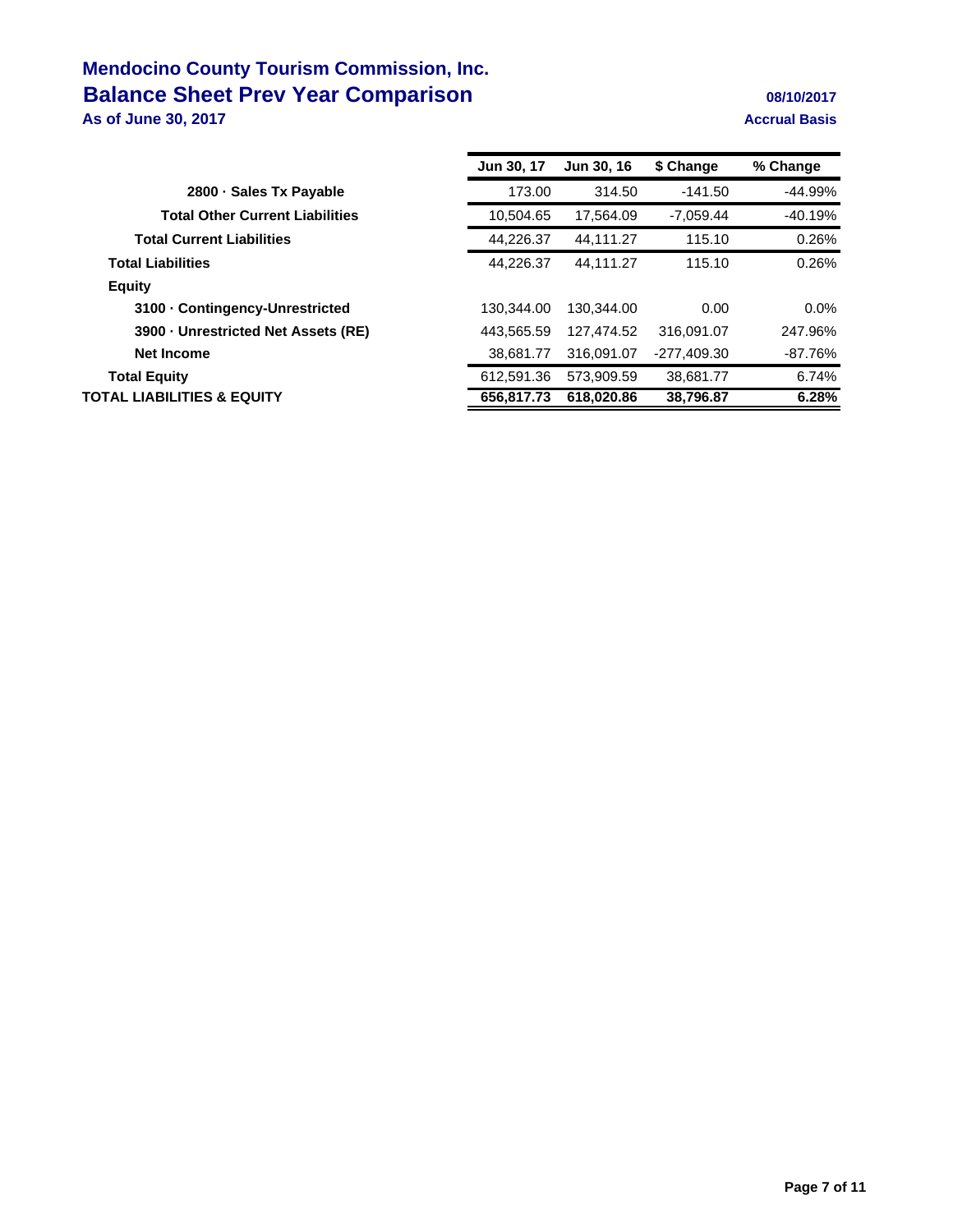# Mendocino County Tourism Commission, Inc.

## Balance Sheet Prev Year Comparison

**As of June 30, 2017**

08/10/2017

Accrual Basis

| | Jun 30, 17 | Jun 30, 16 | $ Change | % Change |
|---|---|---|---|---|
| 2800 · Sales Tx Payable | 173.00 | 314.50 | -141.50 | -44.99% |
| **Total Other Current Liabilities** | 10,504.65 | 17,564.09 | -7,059.44 | -40.19% |
| **Total Current Liabilities** | 44,226.37 | 44,111.27 | 115.10 | 0.26% |
| **Total Liabilities** | 44,226.37 | 44,111.27 | 115.10 | 0.26% |
| **Equity** | | | | |
| 3100 · Contingency-Unrestricted | 130,344.00 | 130,344.00 | 0.00 | 0.0% |
| 3900 · Unrestricted Net Assets (RE) | 443,565.59 | 127,474.52 | 316,091.07 | 247.96% |
| Net Income | 38,681.77 | 316,091.07 | -277,409.30 | -87.76% |
| **Total Equity** | 612,591.36 | 573,909.59 | 38,681.77 | 6.74% |
| **TOTAL LIABILITIES & EQUITY** | **656,817.73** | **618,020.86** | **38,796.87** | **6.28%** |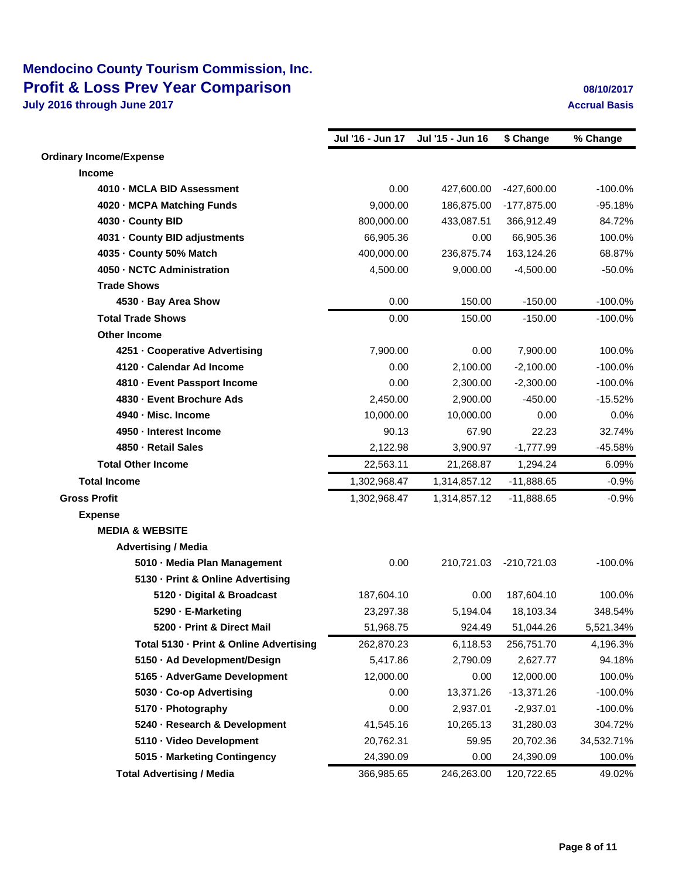# Mendocino County Tourism Commission, Inc.
## Profit & Loss Prev Year Comparison
**July 2016 through June 2017**

**08/10/2017**
**Accrual Basis**

| | Jul '16 - Jun 17 | Jul '15 - Jun 16 | $ Change | % Change |
|---|---|---|---|---|
| **Ordinary Income/Expense** | | | | |
| **Income** | | | | |
| **4010 · MCLA BID Assessment** | 0.00 | 427,600.00 | -427,600.00 | -100.0% |
| **4020 · MCPA Matching Funds** | 9,000.00 | 186,875.00 | -177,875.00 | -95.18% |
| **4030 · County BID** | 800,000.00 | 433,087.51 | 366,912.49 | 84.72% |
| **4031 · County BID adjustments** | 66,905.36 | 0.00 | 66,905.36 | 100.0% |
| **4035 · County 50% Match** | 400,000.00 | 236,875.74 | 163,124.26 | 68.87% |
| **4050 · NCTC Administration** | 4,500.00 | 9,000.00 | -4,500.00 | -50.0% |
| **Trade Shows** | | | | |
| **4530 · Bay Area Show** | 0.00 | 150.00 | -150.00 | -100.0% |
| **Total Trade Shows** | 0.00 | 150.00 | -150.00 | -100.0% |
| **Other Income** | | | | |
| **4251 · Cooperative Advertising** | 7,900.00 | 0.00 | 7,900.00 | 100.0% |
| **4120 · Calendar Ad Income** | 0.00 | 2,100.00 | -2,100.00 | -100.0% |
| **4810 · Event Passport Income** | 0.00 | 2,300.00 | -2,300.00 | -100.0% |
| **4830 · Event Brochure Ads** | 2,450.00 | 2,900.00 | -450.00 | -15.52% |
| **4940 · Misc. Income** | 10,000.00 | 10,000.00 | 0.00 | 0.0% |
| **4950 · Interest Income** | 90.13 | 67.90 | 22.23 | 32.74% |
| **4850 · Retail Sales** | 2,122.98 | 3,900.97 | -1,777.99 | -45.58% |
| **Total Other Income** | 22,563.11 | 21,268.87 | 1,294.24 | 6.09% |
| **Total Income** | 1,302,968.47 | 1,314,857.12 | -11,888.65 | -0.9% |
| **Gross Profit** | 1,302,968.47 | 1,314,857.12 | -11,888.65 | -0.9% |
| **Expense** | | | | |
| **MEDIA & WEBSITE** | | | | |
| **Advertising / Media** | | | | |
| **5010 · Media Plan Management** | 0.00 | 210,721.03 | -210,721.03 | -100.0% |
| **5130 · Print & Online Advertising** | | | | |
| **5120 · Digital & Broadcast** | 187,604.10 | 0.00 | 187,604.10 | 100.0% |
| **5290 · E-Marketing** | 23,297.38 | 5,194.04 | 18,103.34 | 348.54% |
| **5200 · Print & Direct Mail** | 51,968.75 | 924.49 | 51,044.26 | 5,521.34% |
| **Total 5130 · Print & Online Advertising** | 262,870.23 | 6,118.53 | 256,751.70 | 4,196.3% |
| **5150 · Ad Development/Design** | 5,417.86 | 2,790.09 | 2,627.77 | 94.18% |
| **5165 · AdverGame Development** | 12,000.00 | 0.00 | 12,000.00 | 100.0% |
| **5030 · Co-op Advertising** | 0.00 | 13,371.26 | -13,371.26 | -100.0% |
| **5170 · Photography** | 0.00 | 2,937.01 | -2,937.01 | -100.0% |
| **5240 · Research & Development** | 41,545.16 | 10,265.13 | 31,280.03 | 304.72% |
| **5110 · Video Development** | 20,762.31 | 59.95 | 20,702.36 | 34,532.71% |
| **5015 · Marketing Contingency** | 24,390.09 | 0.00 | 24,390.09 | 100.0% |
| **Total Advertising / Media** | 366,985.65 | 246,263.00 | 120,722.65 | 49.02% |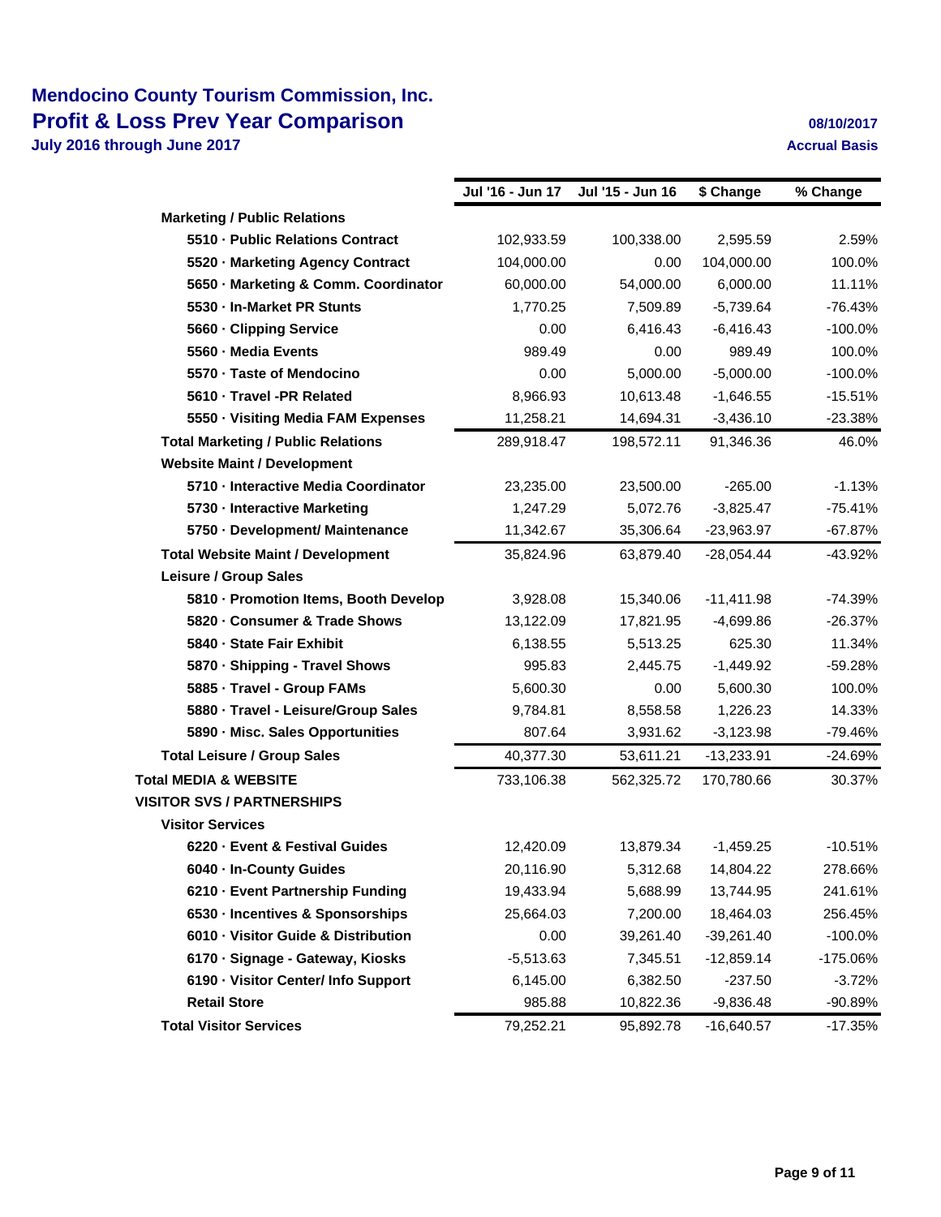# Mendocino County Tourism Commission, Inc.
## Profit & Loss Prev Year Comparison
**July 2016 through June 2017**

**08/10/2017**
**Accrual Basis**

| | Jul '16 - Jun 17 | Jul '15 - Jun 16 | $ Change | % Change |
|---|---|---|---|---|
| **Marketing / Public Relations** | | | | |
| **5510 · Public Relations Contract** | 102,933.59 | 100,338.00 | 2,595.59 | 2.59% |
| **5520 · Marketing Agency Contract** | 104,000.00 | 0.00 | 104,000.00 | 100.0% |
| **5650 · Marketing & Comm. Coordinator** | 60,000.00 | 54,000.00 | 6,000.00 | 11.11% |
| **5530 · In-Market PR Stunts** | 1,770.25 | 7,509.89 | -5,739.64 | -76.43% |
| **5660 · Clipping Service** | 0.00 | 6,416.43 | -6,416.43 | -100.0% |
| **5560 · Media Events** | 989.49 | 0.00 | 989.49 | 100.0% |
| **5570 · Taste of Mendocino** | 0.00 | 5,000.00 | -5,000.00 | -100.0% |
| **5610 · Travel -PR Related** | 8,966.93 | 10,613.48 | -1,646.55 | -15.51% |
| **5550 · Visiting Media FAM Expenses** | 11,258.21 | 14,694.31 | -3,436.10 | -23.38% |
| **Total Marketing / Public Relations** | 289,918.47 | 198,572.11 | 91,346.36 | 46.0% |
| **Website Maint / Development** | | | | |
| **5710 · Interactive Media Coordinator** | 23,235.00 | 23,500.00 | -265.00 | -1.13% |
| **5730 · Interactive Marketing** | 1,247.29 | 5,072.76 | -3,825.47 | -75.41% |
| **5750 · Development/ Maintenance** | 11,342.67 | 35,306.64 | -23,963.97 | -67.87% |
| **Total Website Maint / Development** | 35,824.96 | 63,879.40 | -28,054.44 | -43.92% |
| **Leisure / Group Sales** | | | | |
| **5810 · Promotion Items, Booth Develop** | 3,928.08 | 15,340.06 | -11,411.98 | -74.39% |
| **5820 · Consumer & Trade Shows** | 13,122.09 | 17,821.95 | -4,699.86 | -26.37% |
| **5840 · State Fair Exhibit** | 6,138.55 | 5,513.25 | 625.30 | 11.34% |
| **5870 · Shipping - Travel Shows** | 995.83 | 2,445.75 | -1,449.92 | -59.28% |
| **5885 · Travel - Group FAMs** | 5,600.30 | 0.00 | 5,600.30 | 100.0% |
| **5880 · Travel - Leisure/Group Sales** | 9,784.81 | 8,558.58 | 1,226.23 | 14.33% |
| **5890 · Misc. Sales Opportunities** | 807.64 | 3,931.62 | -3,123.98 | -79.46% |
| **Total Leisure / Group Sales** | 40,377.30 | 53,611.21 | -13,233.91 | -24.69% |
| **Total MEDIA & WEBSITE** | 733,106.38 | 562,325.72 | 170,780.66 | 30.37% |
| **VISITOR SVS / PARTNERSHIPS** | | | | |
| **Visitor Services** | | | | |
| **6220 · Event & Festival Guides** | 12,420.09 | 13,879.34 | -1,459.25 | -10.51% |
| **6040 · In-County Guides** | 20,116.90 | 5,312.68 | 14,804.22 | 278.66% |
| **6210 · Event Partnership Funding** | 19,433.94 | 5,688.99 | 13,744.95 | 241.61% |
| **6530 · Incentives & Sponsorships** | 25,664.03 | 7,200.00 | 18,464.03 | 256.45% |
| **6010 · Visitor Guide & Distribution** | 0.00 | 39,261.40 | -39,261.40 | -100.0% |
| **6170 · Signage - Gateway, Kiosks** | -5,513.63 | 7,345.51 | -12,859.14 | -175.06% |
| **6190 · Visitor Center/ Info Support** | 6,145.00 | 6,382.50 | -237.50 | -3.72% |
| **Retail Store** | 985.88 | 10,822.36 | -9,836.48 | -90.89% |
| **Total Visitor Services** | 79,252.21 | 95,892.78 | -16,640.57 | -17.35% |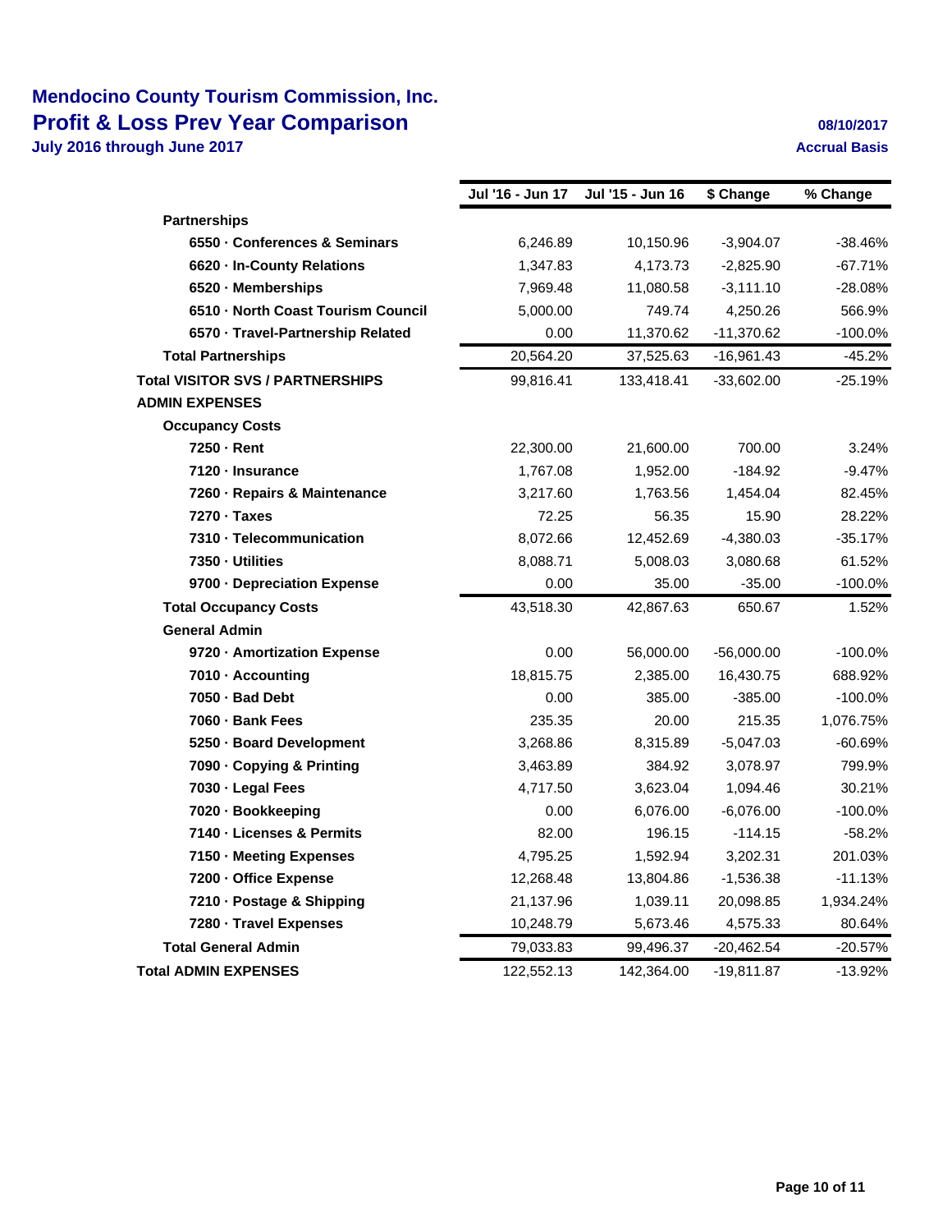# Mendocino County Tourism Commission, Inc.
## Profit & Loss Prev Year Comparison
**July 2016 through June 2017**

**08/10/2017**
**Accrual Basis**

| | Jul '16 - Jun 17 | Jul '15 - Jun 16 | $ Change | % Change |
|---|---|---|---|---|
| **Partnerships** | | | | |
| **6550 · Conferences & Seminars** | 6,246.89 | 10,150.96 | -3,904.07 | -38.46% |
| **6620 · In-County Relations** | 1,347.83 | 4,173.73 | -2,825.90 | -67.71% |
| **6520 · Memberships** | 7,969.48 | 11,080.58 | -3,111.10 | -28.08% |
| **6510 · North Coast Tourism Council** | 5,000.00 | 749.74 | 4,250.26 | 566.9% |
| **6570 · Travel-Partnership Related** | 0.00 | 11,370.62 | -11,370.62 | -100.0% |
| **Total Partnerships** | 20,564.20 | 37,525.63 | -16,961.43 | -45.2% |
| **Total VISITOR SVS / PARTNERSHIPS** | 99,816.41 | 133,418.41 | -33,602.00 | -25.19% |
| **ADMIN EXPENSES** | | | | |
| **Occupancy Costs** | | | | |
| **7250 · Rent** | 22,300.00 | 21,600.00 | 700.00 | 3.24% |
| **7120 · Insurance** | 1,767.08 | 1,952.00 | -184.92 | -9.47% |
| **7260 · Repairs & Maintenance** | 3,217.60 | 1,763.56 | 1,454.04 | 82.45% |
| **7270 · Taxes** | 72.25 | 56.35 | 15.90 | 28.22% |
| **7310 · Telecommunication** | 8,072.66 | 12,452.69 | -4,380.03 | -35.17% |
| **7350 · Utilities** | 8,088.71 | 5,008.03 | 3,080.68 | 61.52% |
| **9700 · Depreciation Expense** | 0.00 | 35.00 | -35.00 | -100.0% |
| **Total Occupancy Costs** | 43,518.30 | 42,867.63 | 650.67 | 1.52% |
| **General Admin** | | | | |
| **9720 · Amortization Expense** | 0.00 | 56,000.00 | -56,000.00 | -100.0% |
| **7010 · Accounting** | 18,815.75 | 2,385.00 | 16,430.75 | 688.92% |
| **7050 · Bad Debt** | 0.00 | 385.00 | -385.00 | -100.0% |
| **7060 · Bank Fees** | 235.35 | 20.00 | 215.35 | 1,076.75% |
| **5250 · Board Development** | 3,268.86 | 8,315.89 | -5,047.03 | -60.69% |
| **7090 · Copying & Printing** | 3,463.89 | 384.92 | 3,078.97 | 799.9% |
| **7030 · Legal Fees** | 4,717.50 | 3,623.04 | 1,094.46 | 30.21% |
| **7020 · Bookkeeping** | 0.00 | 6,076.00 | -6,076.00 | -100.0% |
| **7140 · Licenses & Permits** | 82.00 | 196.15 | -114.15 | -58.2% |
| **7150 · Meeting Expenses** | 4,795.25 | 1,592.94 | 3,202.31 | 201.03% |
| **7200 · Office Expense** | 12,268.48 | 13,804.86 | -1,536.38 | -11.13% |
| **7210 · Postage & Shipping** | 21,137.96 | 1,039.11 | 20,098.85 | 1,934.24% |
| **7280 · Travel Expenses** | 10,248.79 | 5,673.46 | 4,575.33 | 80.64% |
| **Total General Admin** | 79,033.83 | 99,496.37 | -20,462.54 | -20.57% |
| **Total ADMIN EXPENSES** | 122,552.13 | 142,364.00 | -19,811.87 | -13.92% |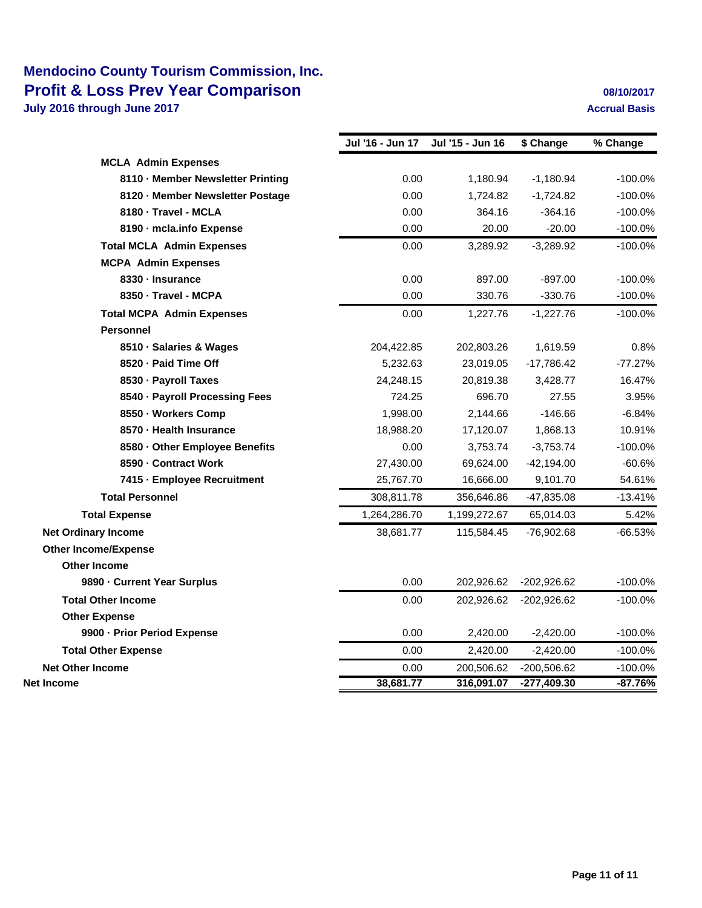# Mendocino County Tourism Commission, Inc.

## Profit & Loss Prev Year Comparison

**July 2016 through June 2017**

**08/10/2017**

**Accrual Basis**

| | Jul '16 - Jun 17 | Jul '15 - Jun 16 | $ Change | % Change |
|---|---|---|---|---|
| **MCLA Admin Expenses** | | | | |
| **8110 · Member Newsletter Printing** | 0.00 | 1,180.94 | -1,180.94 | -100.0% |
| **8120 · Member Newsletter Postage** | 0.00 | 1,724.82 | -1,724.82 | -100.0% |
| **8180 · Travel - MCLA** | 0.00 | 364.16 | -364.16 | -100.0% |
| **8190 · mcla.info Expense** | 0.00 | 20.00 | -20.00 | -100.0% |
| **Total MCLA Admin Expenses** | 0.00 | 3,289.92 | -3,289.92 | -100.0% |
| **MCPA Admin Expenses** | | | | |
| **8330 · Insurance** | 0.00 | 897.00 | -897.00 | -100.0% |
| **8350 · Travel - MCPA** | 0.00 | 330.76 | -330.76 | -100.0% |
| **Total MCPA Admin Expenses** | 0.00 | 1,227.76 | -1,227.76 | -100.0% |
| **Personnel** | | | | |
| **8510 · Salaries & Wages** | 204,422.85 | 202,803.26 | 1,619.59 | 0.8% |
| **8520 · Paid Time Off** | 5,232.63 | 23,019.05 | -17,786.42 | -77.27% |
| **8530 · Payroll Taxes** | 24,248.15 | 20,819.38 | 3,428.77 | 16.47% |
| **8540 · Payroll Processing Fees** | 724.25 | 696.70 | 27.55 | 3.95% |
| **8550 · Workers Comp** | 1,998.00 | 2,144.66 | -146.66 | -6.84% |
| **8570 · Health Insurance** | 18,988.20 | 17,120.07 | 1,868.13 | 10.91% |
| **8580 · Other Employee Benefits** | 0.00 | 3,753.74 | -3,753.74 | -100.0% |
| **8590 · Contract Work** | 27,430.00 | 69,624.00 | -42,194.00 | -60.6% |
| **7415 · Employee Recruitment** | 25,767.70 | 16,666.00 | 9,101.70 | 54.61% |
| **Total Personnel** | 308,811.78 | 356,646.86 | -47,835.08 | -13.41% |
| **Total Expense** | 1,264,286.70 | 1,199,272.67 | 65,014.03 | 5.42% |
| **Net Ordinary Income** | 38,681.77 | 115,584.45 | -76,902.68 | -66.53% |
| **Other Income/Expense** | | | | |
| **Other Income** | | | | |
| **9890 · Current Year Surplus** | 0.00 | 202,926.62 | -202,926.62 | -100.0% |
| **Total Other Income** | 0.00 | 202,926.62 | -202,926.62 | -100.0% |
| **Other Expense** | | | | |
| **9900 · Prior Period Expense** | 0.00 | 2,420.00 | -2,420.00 | -100.0% |
| **Total Other Expense** | 0.00 | 2,420.00 | -2,420.00 | -100.0% |
| **Net Other Income** | 0.00 | 200,506.62 | -200,506.62 | -100.0% |
| **Net Income** | **38,681.77** | **316,091.07** | **-277,409.30** | **-87.76%** |